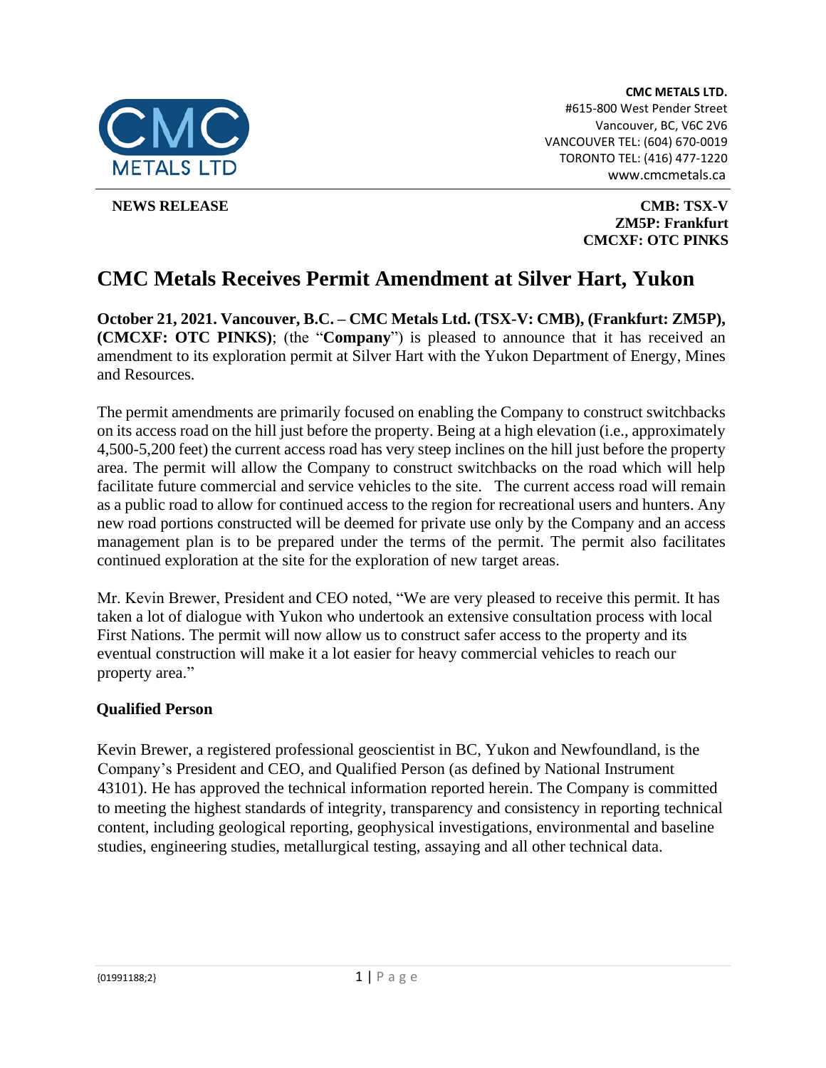**CMC METALS LTD.**
#615-800 West Pender Street
Vancouver, BC, V6C 2V6
VANCOUVER TEL: (604) 670-0019
TORONTO TEL: (416) 477-1220
www.cmcmetals.ca

**NEWS RELEASE**

**CMB: TSX-V**
**ZM5P: Frankfurt**
**CMCXF: OTC PINKS**

# CMC Metals Receives Permit Amendment at Silver Hart, Yukon

**October 21, 2021. Vancouver, B.C. – CMC Metals Ltd. (TSX-V: CMB), (Frankfurt: ZM5P), (CMCXF: OTC PINKS)**; (the "**Company**") is pleased to announce that it has received an amendment to its exploration permit at Silver Hart with the Yukon Department of Energy, Mines and Resources.

The permit amendments are primarily focused on enabling the Company to construct switchbacks on its access road on the hill just before the property. Being at a high elevation (i.e., approximately 4,500-5,200 feet) the current access road has very steep inclines on the hill just before the property area. The permit will allow the Company to construct switchbacks on the road which will help facilitate future commercial and service vehicles to the site. The current access road will remain as a public road to allow for continued access to the region for recreational users and hunters. Any new road portions constructed will be deemed for private use only by the Company and an access management plan is to be prepared under the terms of the permit. The permit also facilitates continued exploration at the site for the exploration of new target areas.

Mr. Kevin Brewer, President and CEO noted, "We are very pleased to receive this permit. It has taken a lot of dialogue with Yukon who undertook an extensive consultation process with local First Nations. The permit will now allow us to construct safer access to the property and its eventual construction will make it a lot easier for heavy commercial vehicles to reach our property area."

## Qualified Person

Kevin Brewer, a registered professional geoscientist in BC, Yukon and Newfoundland, is the Company's President and CEO, and Qualified Person (as defined by National Instrument 43101). He has approved the technical information reported herein. The Company is committed to meeting the highest standards of integrity, transparency and consistency in reporting technical content, including geological reporting, geophysical investigations, environmental and baseline studies, engineering studies, metallurgical testing, assaying and all other technical data.

{01991188;2}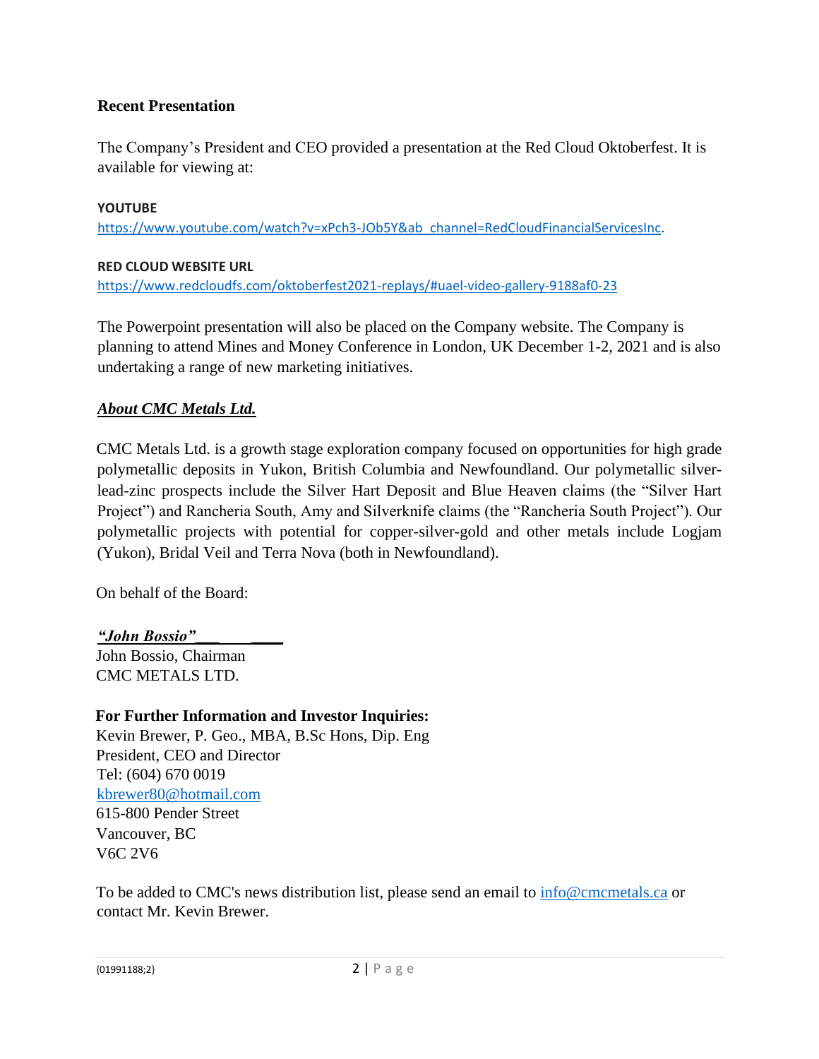**Recent Presentation**

The Company's President and CEO provided a presentation at the Red Cloud Oktoberfest. It is available for viewing at:

**YOUTUBE**

https://www.youtube.com/watch?v=xPch3-JOb5Y&ab_channel=RedCloudFinancialServicesInc.

**RED CLOUD WEBSITE URL**

https://www.redcloudfs.com/oktoberfest2021-replays/#uael-video-gallery-9188af0-23

The Powerpoint presentation will also be placed on the Company website. The Company is planning to attend Mines and Money Conference in London, UK December 1-2, 2021 and is also undertaking a range of new marketing initiatives.

***About CMC Metals Ltd.***

CMC Metals Ltd. is a growth stage exploration company focused on opportunities for high grade polymetallic deposits in Yukon, British Columbia and Newfoundland. Our polymetallic silver-lead-zinc prospects include the Silver Hart Deposit and Blue Heaven claims (the "Silver Hart Project") and Rancheria South, Amy and Silverknife claims (the "Rancheria South Project"). Our polymetallic projects with potential for copper-silver-gold and other metals include Logjam (Yukon), Bridal Veil and Terra Nova (both in Newfoundland).

On behalf of the Board:

***"John Bossio"***

John Bossio, Chairman
CMC METALS LTD.

**For Further Information and Investor Inquiries:**

Kevin Brewer, P. Geo., MBA, B.Sc Hons, Dip. Eng
President, CEO and Director
Tel: (604) 670 0019
kbrewer80@hotmail.com
615-800 Pender Street
Vancouver, BC
V6C 2V6

To be added to CMC's news distribution list, please send an email to info@cmcmetals.ca or contact Mr. Kevin Brewer.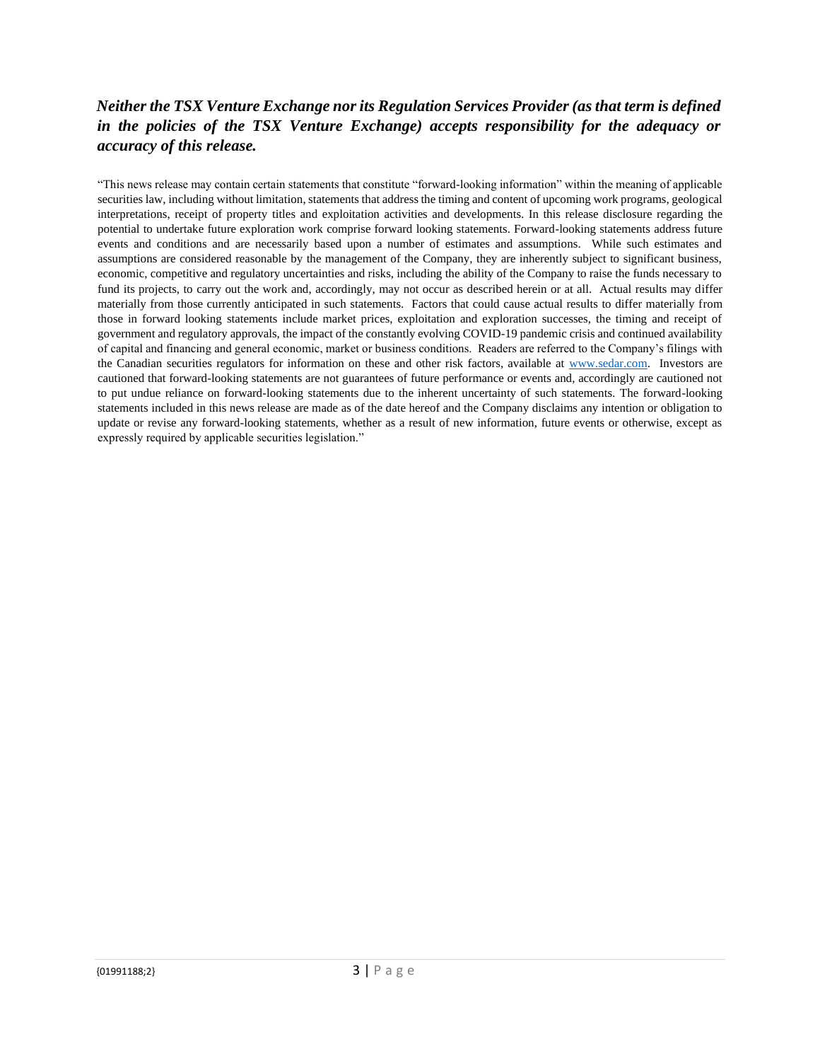***Neither the TSX Venture Exchange nor its Regulation Services Provider (as that term is defined in the policies of the TSX Venture Exchange) accepts responsibility for the adequacy or accuracy of this release.***

"This news release may contain certain statements that constitute "forward-looking information" within the meaning of applicable securities law, including without limitation, statements that address the timing and content of upcoming work programs, geological interpretations, receipt of property titles and exploitation activities and developments. In this release disclosure regarding the potential to undertake future exploration work comprise forward looking statements. Forward-looking statements address future events and conditions and are necessarily based upon a number of estimates and assumptions. While such estimates and assumptions are considered reasonable by the management of the Company, they are inherently subject to significant business, economic, competitive and regulatory uncertainties and risks, including the ability of the Company to raise the funds necessary to fund its projects, to carry out the work and, accordingly, may not occur as described herein or at all. Actual results may differ materially from those currently anticipated in such statements. Factors that could cause actual results to differ materially from those in forward looking statements include market prices, exploitation and exploration successes, the timing and receipt of government and regulatory approvals, the impact of the constantly evolving COVID-19 pandemic crisis and continued availability of capital and financing and general economic, market or business conditions. Readers are referred to the Company's filings with the Canadian securities regulators for information on these and other risk factors, available at [www.sedar.com](http://www.sedar.com). Investors are cautioned that forward-looking statements are not guarantees of future performance or events and, accordingly are cautioned not to put undue reliance on forward-looking statements due to the inherent uncertainty of such statements. The forward-looking statements included in this news release are made as of the date hereof and the Company disclaims any intention or obligation to update or revise any forward-looking statements, whether as a result of new information, future events or otherwise, except as expressly required by applicable securities legislation."